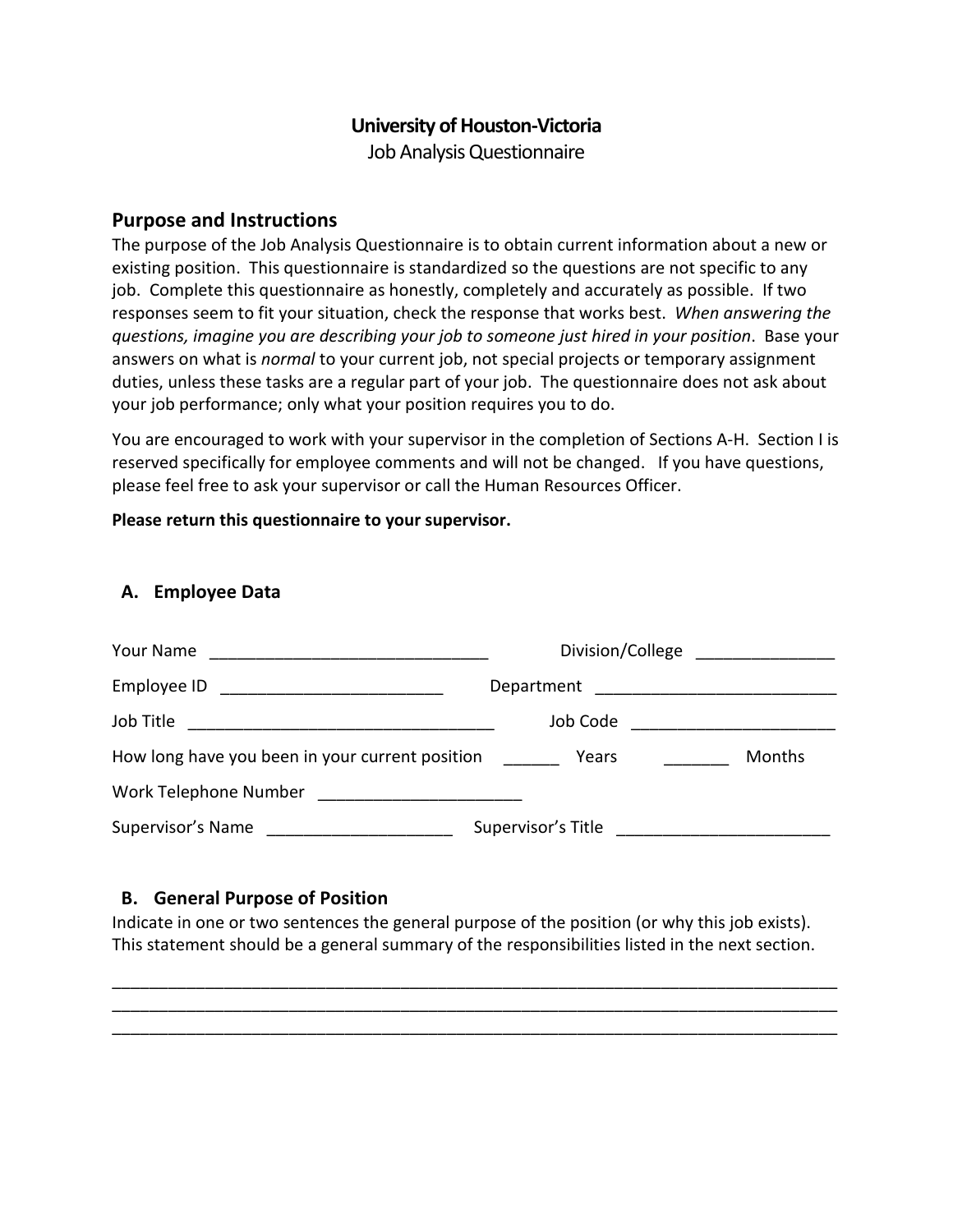# University of Houston-Victoria

Job Analysis Questionnaire

## Purpose and Instructions

The purpose of the Job Analysis Questionnaire is to obtain current information about a new or existing position. This questionnaire is standardized so the questions are not specific to any job. Complete this questionnaire as honestly, completely and accurately as possible. If two responses seem to fit your situation, check the response that works best. *When answering the questions, imagine you are describing your job to someone just hired in your position*. Base your answers on what is *normal* to your current job, not special projects or temporary assignment duties, unless these tasks are a regular part of your job. The questionnaire does not ask about your job performance; only what your position requires you to do.

You are encouraged to work with your supervisor in the completion of Sections A-H. Section I is reserved specifically for employee comments and will not be changed. If you have questions, please feel free to ask your supervisor or call the Human Resources Officer.

**Please return this questionnaire to your supervisor.**

### A. Employee Data

Your Name ______________________________ Division/College _______________

Employee ID ________________________ Department __________________________

Job Title _________________________________ Job Code ______________________

How long have you been in your current position ______ Years _______ Months

Work Telephone Number ______________________

Supervisor's Name ____________________ Supervisor's Title _______________________

### B. General Purpose of Position

Indicate in one or two sentences the general purpose of the position (or why this job exists). This statement should be a general summary of the responsibilities listed in the next section.

_______________________________________________________________________________
_______________________________________________________________________________
_______________________________________________________________________________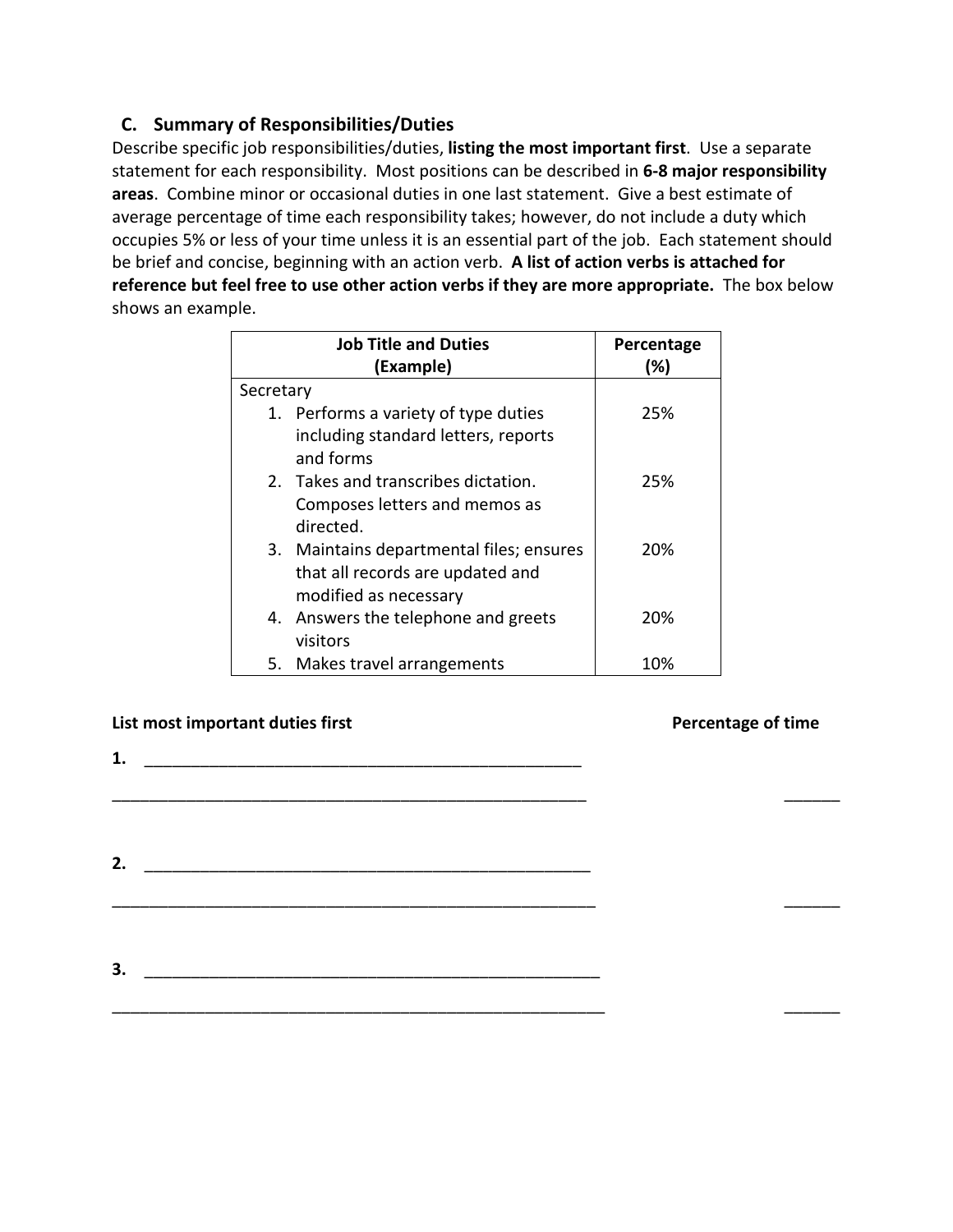### C. Summary of Responsibilities/Duties

Describe specific job responsibilities/duties, **listing the most important first**. Use a separate statement for each responsibility. Most positions can be described in **6-8 major responsibility areas**. Combine minor or occasional duties in one last statement. Give a best estimate of average percentage of time each responsibility takes; however, do not include a duty which occupies 5% or less of your time unless it is an essential part of the job. Each statement should be brief and concise, beginning with an action verb. **A list of action verbs is attached for reference but feel free to use other action verbs if they are more appropriate.** The box below shows an example.

| Job Title and Duties (Example) | Percentage (%) |
|---|---|
| Secretary | |
| 1. Performs a variety of type duties including standard letters, reports and forms | 25% |
| 2. Takes and transcribes dictation. Composes letters and memos as directed. | 25% |
| 3. Maintains departmental files; ensures that all records are updated and modified as necessary | 20% |
| 4. Answers the telephone and greets visitors | 20% |
| 5. Makes travel arrangements | 10% |

**List most important duties first** **Percentage of time**

**1.** ______________________________________________

______________________________________________ ______

**2.** ______________________________________________

______________________________________________ ______

**3.** ______________________________________________

______________________________________________ ______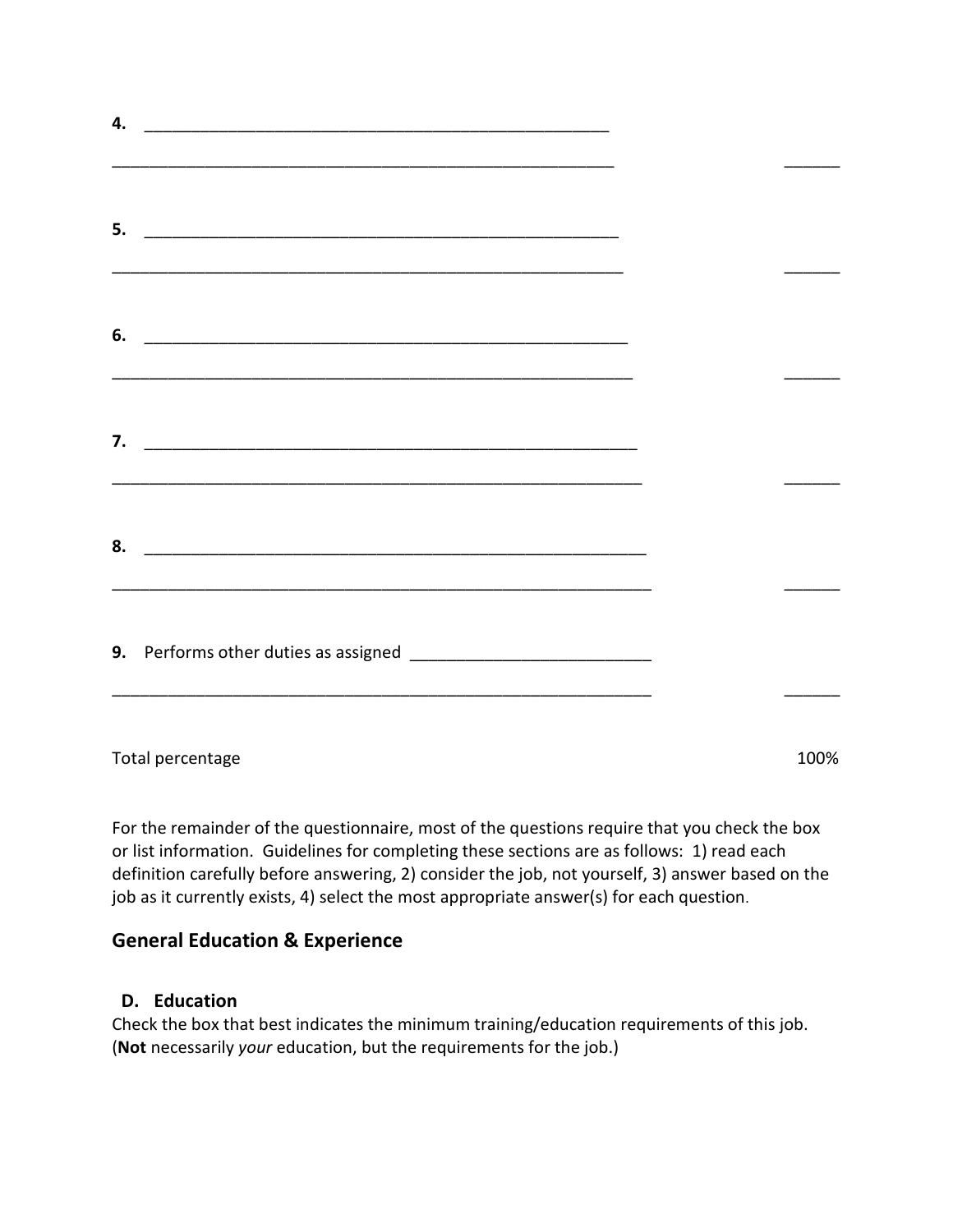4. ______________________________________________________

________________________________________________________ ______

5. ______________________________________________________

________________________________________________________ ______

6. ______________________________________________________

________________________________________________________ ______

7. ______________________________________________________

________________________________________________________ ______

8. ______________________________________________________

________________________________________________________ ______

9. Performs other duties as assigned ___________________________

________________________________________________________ ______

Total percentage 100%

For the remainder of the questionnaire, most of the questions require that you check the box or list information. Guidelines for completing these sections are as follows: 1) read each definition carefully before answering, 2) consider the job, not yourself, 3) answer based on the job as it currently exists, 4) select the most appropriate answer(s) for each question.

## General Education & Experience

### D. Education

Check the box that best indicates the minimum training/education requirements of this job. (**Not** necessarily *your* education, but the requirements for the job.)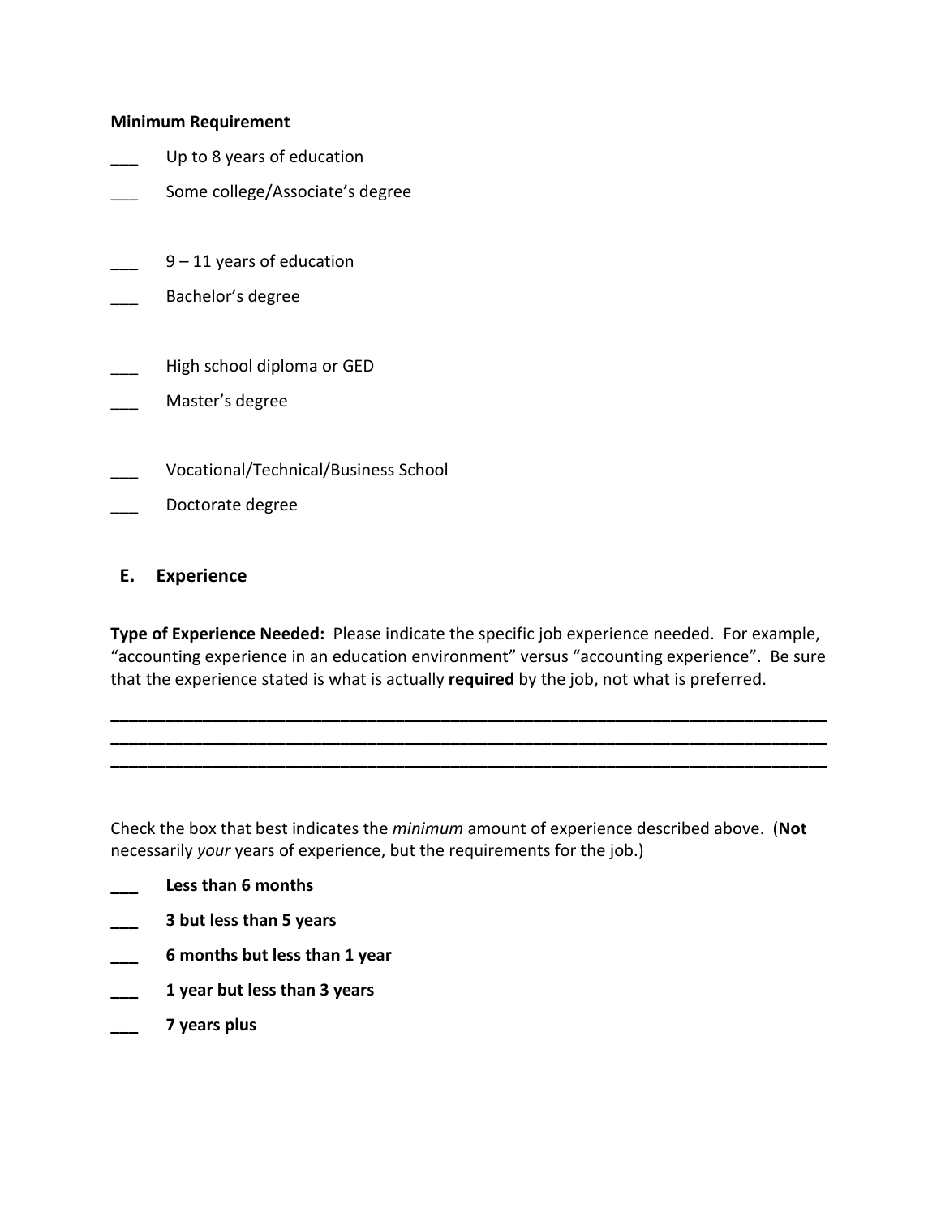**Minimum Requirement**

___ Up to 8 years of education

___ Some college/Associate's degree

___ 9 – 11 years of education

___ Bachelor's degree

___ High school diploma or GED

___ Master's degree

___ Vocational/Technical/Business School

___ Doctorate degree

## E. Experience

**Type of Experience Needed:** Please indicate the specific job experience needed. For example, "accounting experience in an education environment" versus "accounting experience". Be sure that the experience stated is what is actually **required** by the job, not what is preferred.

______________________________________________________________________________
______________________________________________________________________________
______________________________________________________________________________

Check the box that best indicates the *minimum* amount of experience described above. (**Not** necessarily *your* years of experience, but the requirements for the job.)

**___ Less than 6 months**

**___ 3 but less than 5 years**

**___ 6 months but less than 1 year**

**___ 1 year but less than 3 years**

**___ 7 years plus**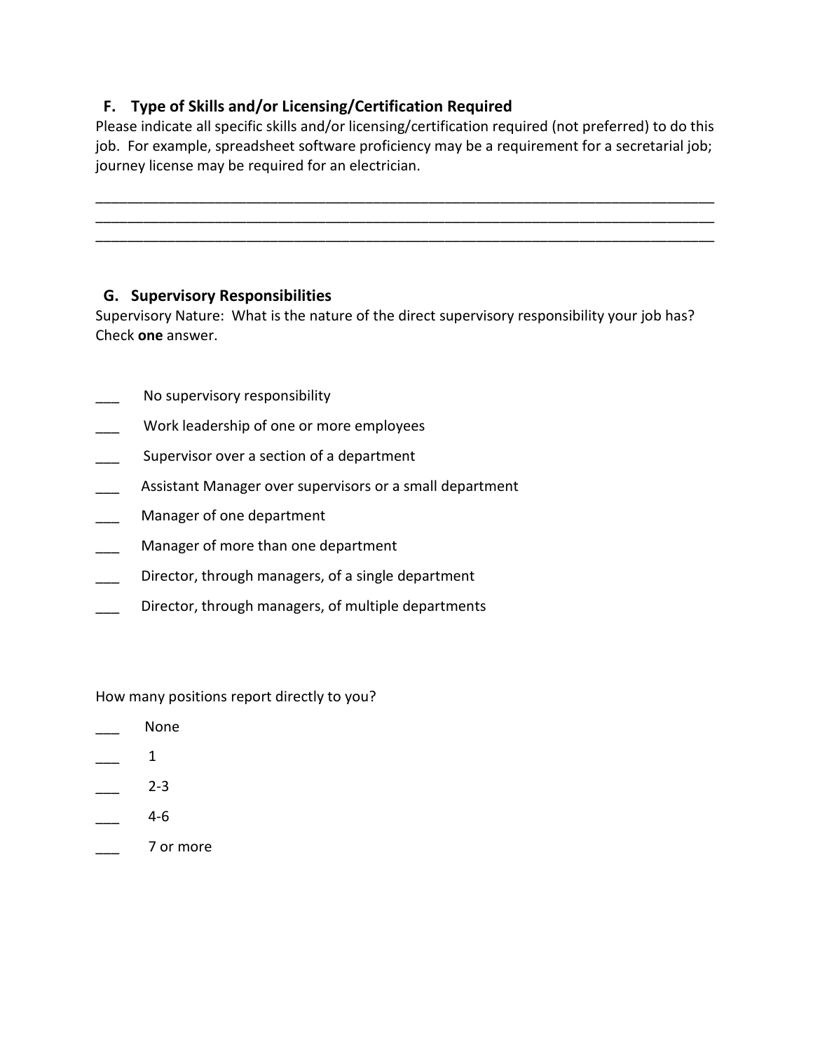### F. Type of Skills and/or Licensing/Certification Required

Please indicate all specific skills and/or licensing/certification required (not preferred) to do this job. For example, spreadsheet software proficiency may be a requirement for a secretarial job; journey license may be required for an electrician.

\_\_\_\_\_\_\_\_\_\_\_\_\_\_\_\_\_\_\_\_\_\_\_\_\_\_\_\_\_\_\_\_\_\_\_\_\_\_\_\_\_\_\_\_\_\_\_\_\_\_\_\_\_\_\_\_\_\_\_\_\_\_\_\_\_\_\_\_\_\_\_\_\_\_\_\_
\_\_\_\_\_\_\_\_\_\_\_\_\_\_\_\_\_\_\_\_\_\_\_\_\_\_\_\_\_\_\_\_\_\_\_\_\_\_\_\_\_\_\_\_\_\_\_\_\_\_\_\_\_\_\_\_\_\_\_\_\_\_\_\_\_\_\_\_\_\_\_\_\_\_\_\_
\_\_\_\_\_\_\_\_\_\_\_\_\_\_\_\_\_\_\_\_\_\_\_\_\_\_\_\_\_\_\_\_\_\_\_\_\_\_\_\_\_\_\_\_\_\_\_\_\_\_\_\_\_\_\_\_\_\_\_\_\_\_\_\_\_\_\_\_\_\_\_\_\_\_\_\_

### G. Supervisory Responsibilities

Supervisory Nature: What is the nature of the direct supervisory responsibility your job has? Check **one** answer.

\_\_\_ No supervisory responsibility

\_\_\_ Work leadership of one or more employees

\_\_\_ Supervisor over a section of a department

\_\_\_ Assistant Manager over supervisors or a small department

\_\_\_ Manager of one department

\_\_\_ Manager of more than one department

\_\_\_ Director, through managers, of a single department

\_\_\_ Director, through managers, of multiple departments

How many positions report directly to you?

\_\_\_ None

\_\_\_ 1

\_\_\_ 2-3

\_\_\_ 4-6

\_\_\_ 7 or more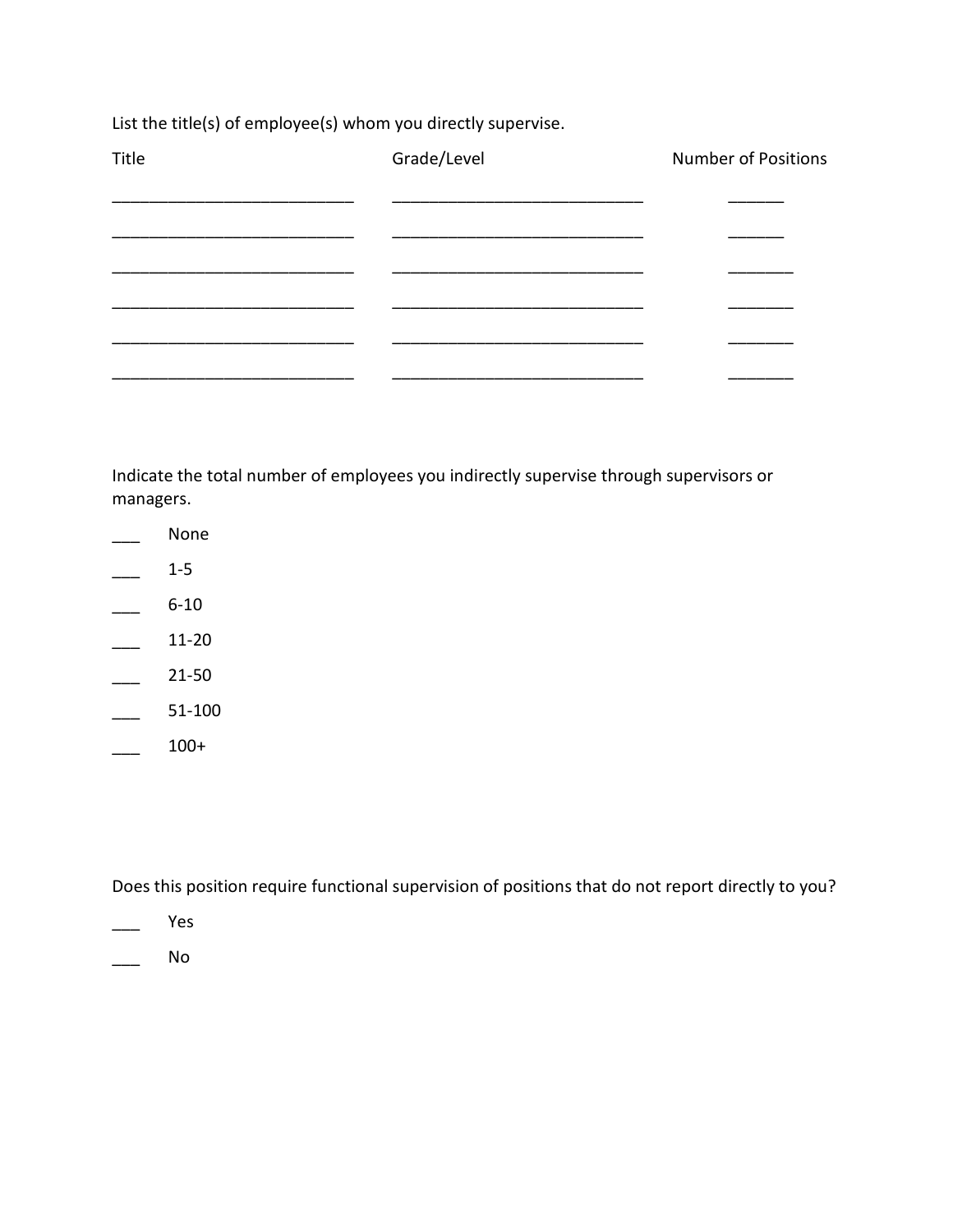List the title(s) of employee(s) whom you directly supervise.

| Title | Grade/Level | Number of Positions |
|---|---|---|
| ___________________________ | ___________________________ | ______ |
| ___________________________ | ___________________________ | ______ |
| ___________________________ | ___________________________ | _______ |
| ___________________________ | ___________________________ | _______ |
| ___________________________ | ___________________________ | _______ |
| ___________________________ | ___________________________ | _______ |

Indicate the total number of employees you indirectly supervise through supervisors or managers.

___ None

___ 1-5

___ 6-10

___ 11-20

___ 21-50

___ 51-100

___ 100+

Does this position require functional supervision of positions that do not report directly to you?

___ Yes

___ No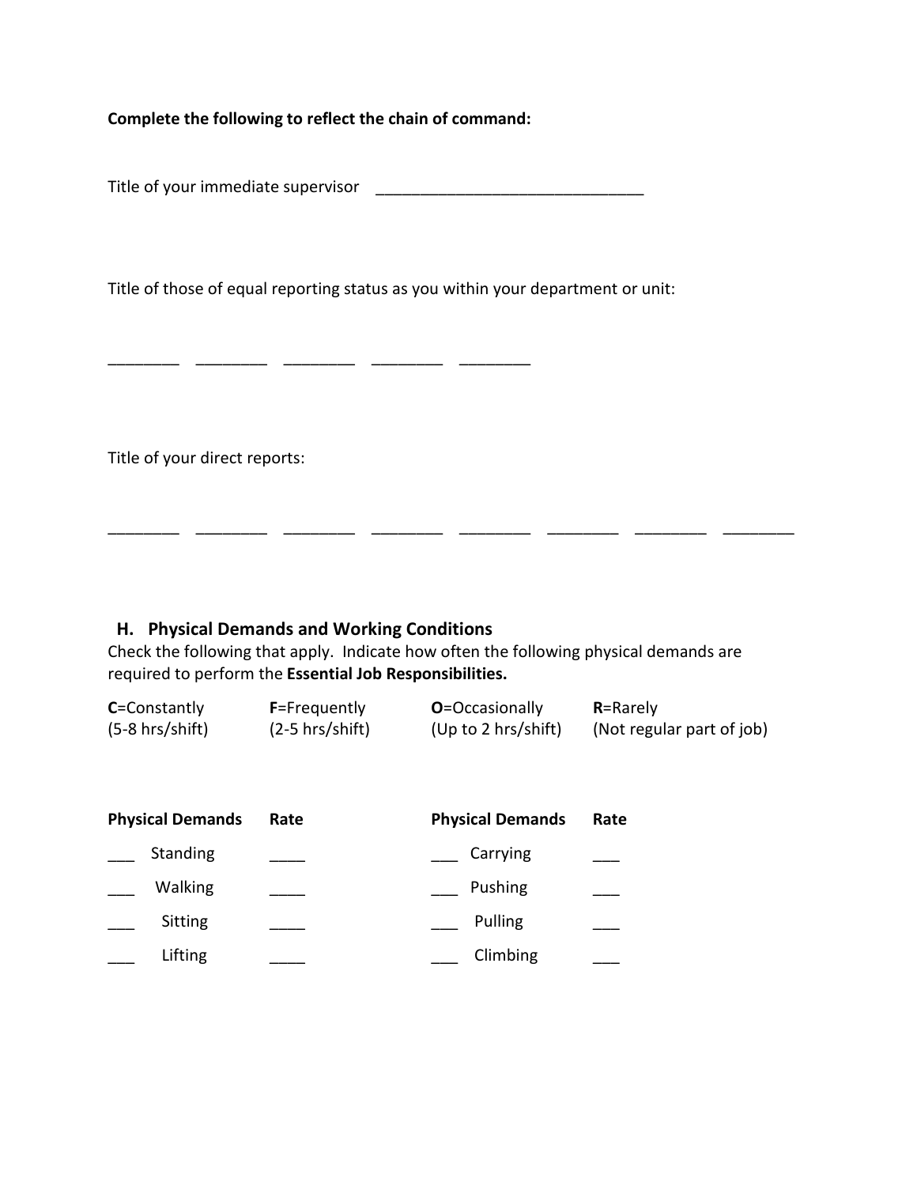**Complete the following to reflect the chain of command:**

Title of your immediate supervisor ______________________________

Title of those of equal reporting status as you within your department or unit:

________ ________ ________ ________ ________

Title of your direct reports:

________ ________ ________ ________ ________ ________ ________ ________

## H. Physical Demands and Working Conditions

Check the following that apply. Indicate how often the following physical demands are required to perform the **Essential Job Responsibilities.**

| **C**=Constantly (5-8 hrs/shift) | **F**=Frequently (2-5 hrs/shift) | **O**=Occasionally (Up to 2 hrs/shift) | **R**=Rarely (Not regular part of job) |
|---|---|---|---|

| **Physical Demands** | **Rate** | **Physical Demands** | **Rate** |
|---|---|---|---|
| ___ Standing | ____ | ___ Carrying | ___ |
| ___ Walking | ____ | ___ Pushing | ___ |
| ___ Sitting | ____ | ___ Pulling | ___ |
| ___ Lifting | ____ | ___ Climbing | ___ |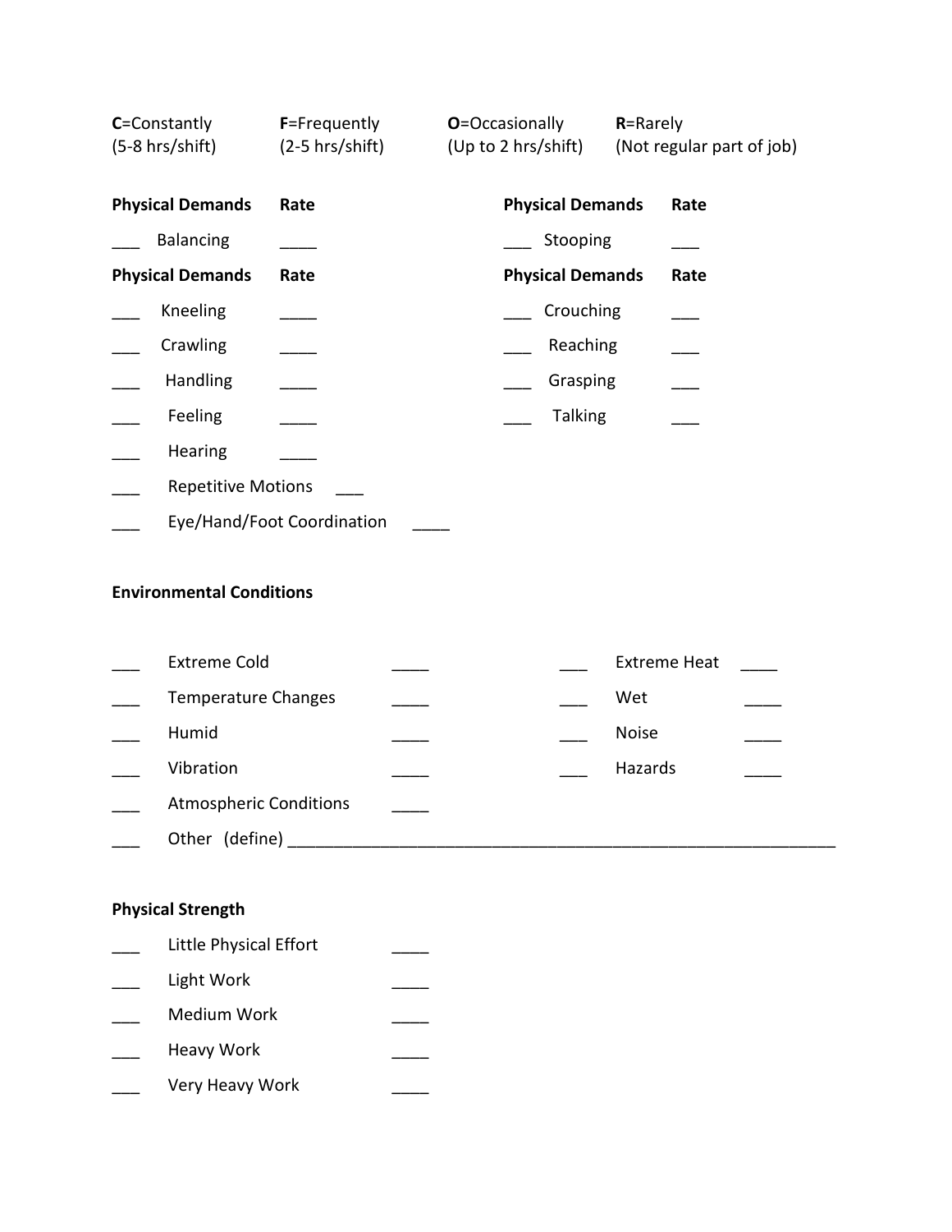**C**=Constantly (5-8 hrs/shift) | **F**=Frequently (2-5 hrs/shift) | **O**=Occasionally (Up to 2 hrs/shift) | **R**=Rarely (Not regular part of job)

| | **Physical Demands** | **Rate** | | **Physical Demands** | **Rate** |
|---|---|---|---|---|---|
| ___ | Balancing | ____ | ___ | Stooping | ___ |

| | **Physical Demands** | **Rate** | | **Physical Demands** | **Rate** |
|---|---|---|---|---|---|
| ___ | Kneeling | ____ | ___ | Crouching | ___ |
| ___ | Crawling | ____ | ___ | Reaching | ___ |
| ___ | Handling | ____ | ___ | Grasping | ___ |
| ___ | Feeling | ____ | ___ | Talking | ___ |
| ___ | Hearing | ____ | | | |
| ___ | Repetitive Motions | ___ | | | |
| ___ | Eye/Hand/Foot Coordination | ____ | | | |

**Environmental Conditions**

| | | | | | |
|---|---|---|---|---|---|
| ___ | Extreme Cold | ____ | ___ | Extreme Heat | ____ |
| ___ | Temperature Changes | ____ | ___ | Wet | ____ |
| ___ | Humid | ____ | ___ | Noise | ____ |
| ___ | Vibration | ____ | ___ | Hazards | ____ |
| ___ | Atmospheric Conditions | ____ | | | |

___ Other (define) ______________________________________________________________

**Physical Strength**

| | | |
|---|---|---|
| ___ | Little Physical Effort | ____ |
| ___ | Light Work | ____ |
| ___ | Medium Work | ____ |
| ___ | Heavy Work | ____ |
| ___ | Very Heavy Work | ____ |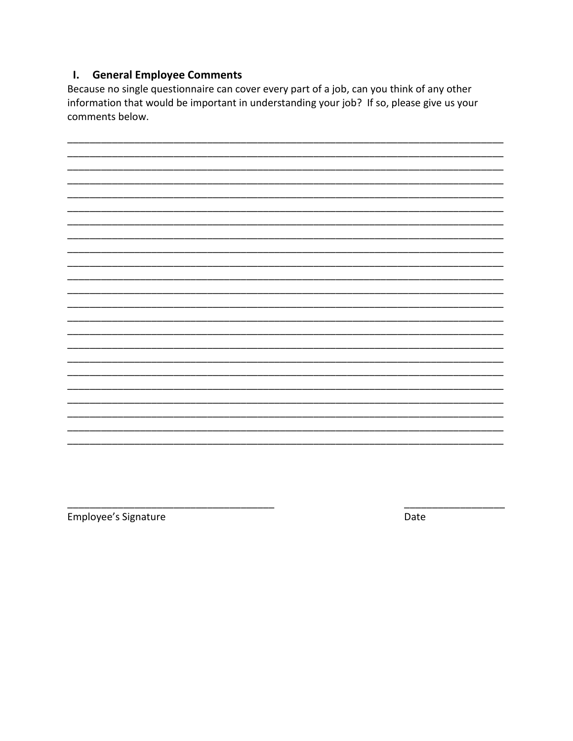## I. General Employee Comments

Because no single questionnaire can cover every part of a job, can you think of any other information that would be important in understanding your job? If so, please give us your comments below.

______________________________________________________________________________
______________________________________________________________________________
______________________________________________________________________________
______________________________________________________________________________
______________________________________________________________________________
______________________________________________________________________________
______________________________________________________________________________
______________________________________________________________________________
______________________________________________________________________________
______________________________________________________________________________
______________________________________________________________________________
______________________________________________________________________________
______________________________________________________________________________
______________________________________________________________________________
______________________________________________________________________________
______________________________________________________________________________
______________________________________________________________________________
______________________________________________________________________________
______________________________________________________________________________
______________________________________________________________________________
______________________________________________________________________________
______________________________________________________________________________
______________________________________________________________________________

______________________________________ ____________________

Employee's Signature Date